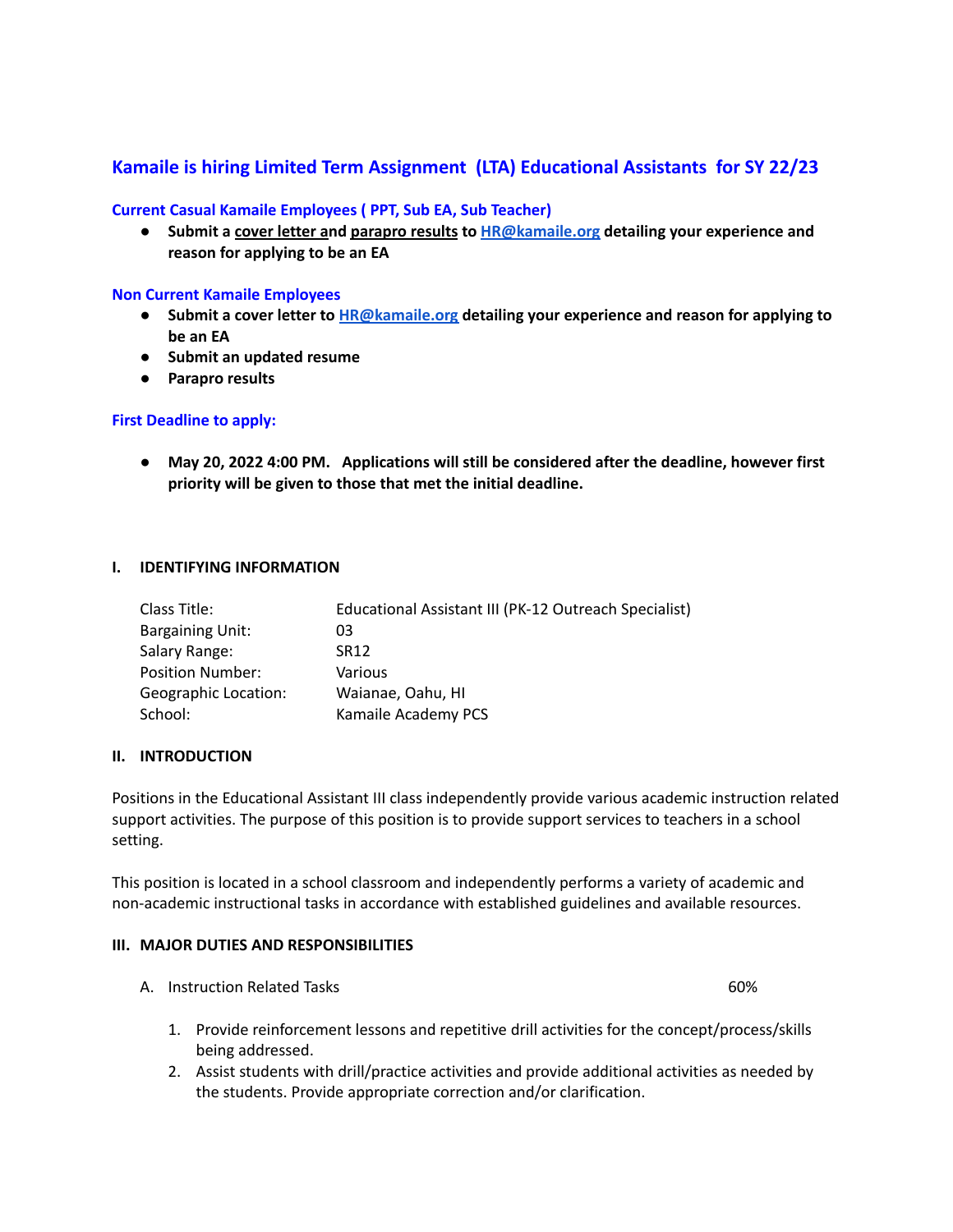## Kamaile is hiring Limited Term Assignment (LTA) Educational Assistants for SY 22/23

### Current Casual Kamaile Employees ( PPT, Sub EA, Sub Teacher)

- **Submit a cover letter and parapro results to HR@kamaile.org detailing your experience and reason for applying to be an EA**

### Non Current Kamaile Employees

- **Submit a cover letter to HR@kamaile.org detailing your experience and reason for applying to be an EA**
- **Submit an updated resume**
- **Parapro results**

### First Deadline to apply:

- **May 20, 2022 4:00 PM. Applications will still be considered after the deadline, however first priority will be given to those that met the initial deadline.**

### I. IDENTIFYING INFORMATION

| | |
|---|---|
| Class Title: | Educational Assistant III (PK-12 Outreach Specialist) |
| Bargaining Unit: | 03 |
| Salary Range: | SR12 |
| Position Number: | Various |
| Geographic Location: | Waianae, Oahu, HI |
| School: | Kamaile Academy PCS |

### II. INTRODUCTION

Positions in the Educational Assistant III class independently provide various academic instruction related support activities. The purpose of this position is to provide support services to teachers in a school setting.

This position is located in a school classroom and independently performs a variety of academic and non-academic instructional tasks in accordance with established guidelines and available resources.

### III. MAJOR DUTIES AND RESPONSIBILITIES

A. Instruction Related Tasks — 60%

1. Provide reinforcement lessons and repetitive drill activities for the concept/process/skills being addressed.
2. Assist students with drill/practice activities and provide additional activities as needed by the students. Provide appropriate correction and/or clarification.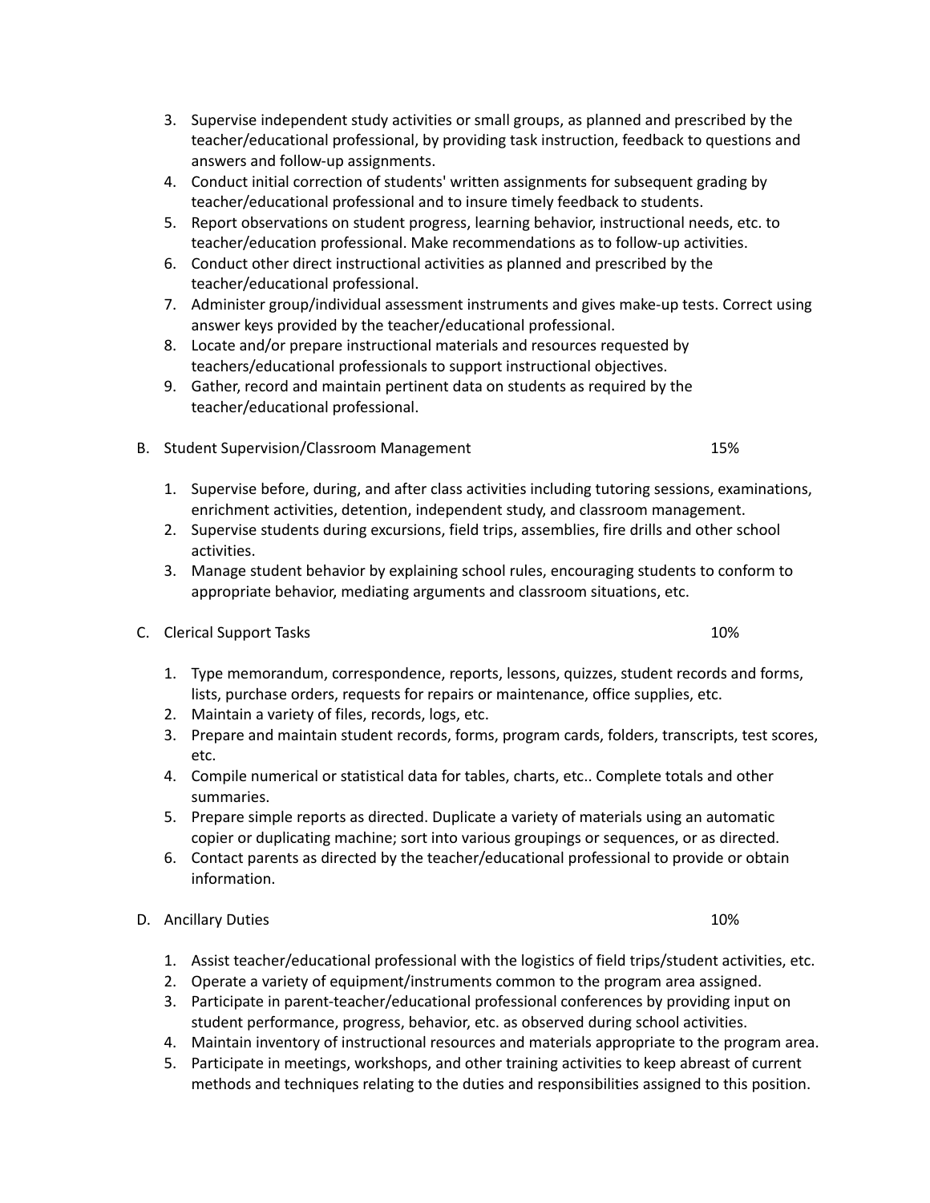3. Supervise independent study activities or small groups, as planned and prescribed by the teacher/educational professional, by providing task instruction, feedback to questions and answers and follow-up assignments.
4. Conduct initial correction of students' written assignments for subsequent grading by teacher/educational professional and to insure timely feedback to students.
5. Report observations on student progress, learning behavior, instructional needs, etc. to teacher/education professional. Make recommendations as to follow-up activities.
6. Conduct other direct instructional activities as planned and prescribed by the teacher/educational professional.
7. Administer group/individual assessment instruments and gives make-up tests. Correct using answer keys provided by the teacher/educational professional.
8. Locate and/or prepare instructional materials and resources requested by teachers/educational professionals to support instructional objectives.
9. Gather, record and maintain pertinent data on students as required by the teacher/educational professional.

B. Student Supervision/Classroom Management — 15%

1. Supervise before, during, and after class activities including tutoring sessions, examinations, enrichment activities, detention, independent study, and classroom management.
2. Supervise students during excursions, field trips, assemblies, fire drills and other school activities.
3. Manage student behavior by explaining school rules, encouraging students to conform to appropriate behavior, mediating arguments and classroom situations, etc.

C. Clerical Support Tasks — 10%

1. Type memorandum, correspondence, reports, lessons, quizzes, student records and forms, lists, purchase orders, requests for repairs or maintenance, office supplies, etc.
2. Maintain a variety of files, records, logs, etc.
3. Prepare and maintain student records, forms, program cards, folders, transcripts, test scores, etc.
4. Compile numerical or statistical data for tables, charts, etc.. Complete totals and other summaries.
5. Prepare simple reports as directed. Duplicate a variety of materials using an automatic copier or duplicating machine; sort into various groupings or sequences, or as directed.
6. Contact parents as directed by the teacher/educational professional to provide or obtain information.

D. Ancillary Duties — 10%

1. Assist teacher/educational professional with the logistics of field trips/student activities, etc.
2. Operate a variety of equipment/instruments common to the program area assigned.
3. Participate in parent-teacher/educational professional conferences by providing input on student performance, progress, behavior, etc. as observed during school activities.
4. Maintain inventory of instructional resources and materials appropriate to the program area.
5. Participate in meetings, workshops, and other training activities to keep abreast of current methods and techniques relating to the duties and responsibilities assigned to this position.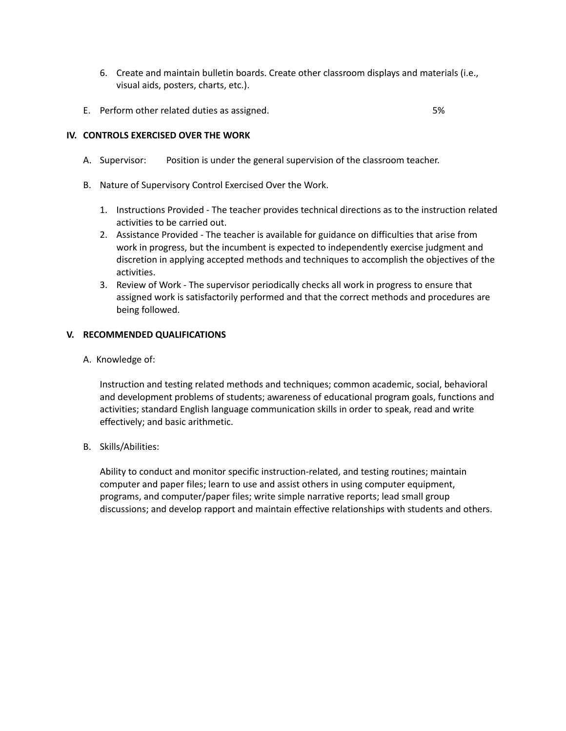6. Create and maintain bulletin boards. Create other classroom displays and materials (i.e., visual aids, posters, charts, etc.).

E. Perform other related duties as assigned. 5%

## IV. CONTROLS EXERCISED OVER THE WORK

A. Supervisor: Position is under the general supervision of the classroom teacher.

B. Nature of Supervisory Control Exercised Over the Work.

1. Instructions Provided - The teacher provides technical directions as to the instruction related activities to be carried out.
2. Assistance Provided - The teacher is available for guidance on difficulties that arise from work in progress, but the incumbent is expected to independently exercise judgment and discretion in applying accepted methods and techniques to accomplish the objectives of the activities.
3. Review of Work - The supervisor periodically checks all work in progress to ensure that assigned work is satisfactorily performed and that the correct methods and procedures are being followed.

## V. RECOMMENDED QUALIFICATIONS

A. Knowledge of:

Instruction and testing related methods and techniques; common academic, social, behavioral and development problems of students; awareness of educational program goals, functions and activities; standard English language communication skills in order to speak, read and write effectively; and basic arithmetic.

B. Skills/Abilities:

Ability to conduct and monitor specific instruction-related, and testing routines; maintain computer and paper files; learn to use and assist others in using computer equipment, programs, and computer/paper files; write simple narrative reports; lead small group discussions; and develop rapport and maintain effective relationships with students and others.